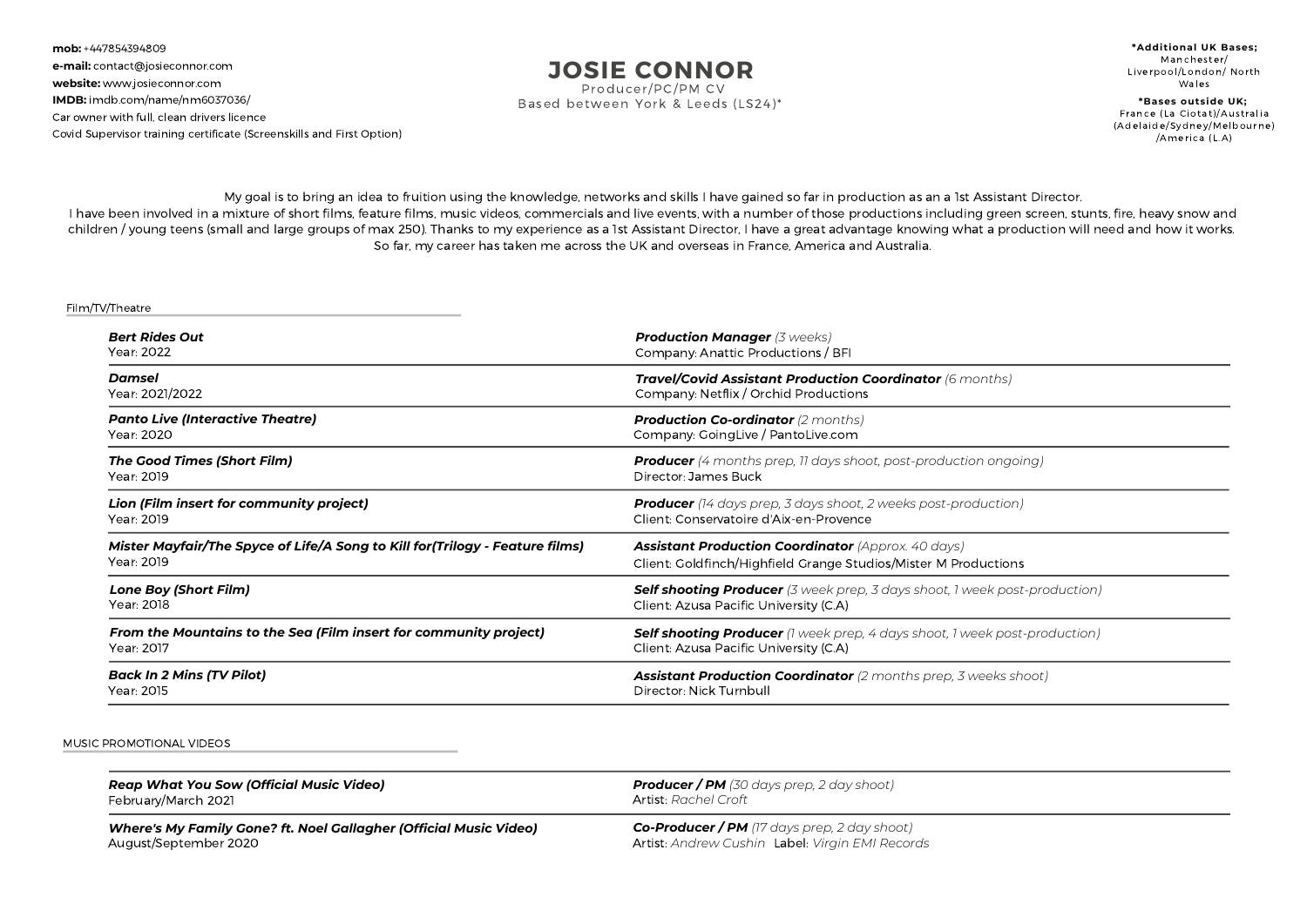**mob:** +447854394809
**e-mail:** contact@josieconnor.com
**website:** www.josieconnor.com
**IMDB:** imdb.com/name/nm6037036/
Car owner with full, clean drivers licence
Covid Supervisor training certificate (Screenskills and First Option)

# JOSIE CONNOR

Producer/PC/PM CV
Based between York & Leeds (LS24)*

***Additional UK Bases;**
Manchester/ Liverpool/London/ North Wales

***Bases outside UK;**
France (La Ciotat)/Australia (Adelaide/Sydney/Melbourne) /America (L.A)

My goal is to bring an idea to fruition using the knowledge, networks and skills I have gained so far in production as an a 1st Assistant Director.
I have been involved in a mixture of short films, feature films, music videos, commercials and live events, with a number of those productions including green screen, stunts, fire, heavy snow and children / young teens (small and large groups of max 250). Thanks to my experience as a 1st Assistant Director, I have a great advantage knowing what a production will need and how it works.
So far, my career has taken me across the UK and overseas in France, America and Australia.

## Film/TV/Theatre

| Production | Role |
|---|---|
| ***Bert Rides Out***<br>Year: 2022 | ***Production Manager*** *(3 weeks)*<br>Company: Anattic Productions / BFI |
| ***Damsel***<br>Year: 2021/2022 | ***Travel/Covid Assistant Production Coordinator*** *(6 months)*<br>Company: Netflix / Orchid Productions |
| ***Panto Live (Interactive Theatre)***<br>Year: 2020 | ***Production Co-ordinator*** *(2 months)*<br>Company: GoingLive / PantoLive.com |
| ***The Good Times (Short Film)***<br>Year: 2019 | ***Producer*** *(4 months prep, 11 days shoot, post-production ongoing)*<br>Director: James Buck |
| ***Lion (Film insert for community project)***<br>Year: 2019 | ***Producer*** *(14 days prep, 3 days shoot, 2 weeks post-production)*<br>Client: Conservatoire d'Aix-en-Provence |
| ***Mister Mayfair/The Spyce of Life/A Song to Kill for(Trilogy - Feature films)***<br>Year: 2019 | ***Assistant Production Coordinator*** *(Approx. 40 days)*<br>Client: Goldfinch/Highfield Grange Studios/Mister M Productions |
| ***Lone Boy (Short Film)***<br>Year: 2018 | ***Self shooting Producer*** *(3 week prep, 3 days shoot, 1 week post-production)*<br>Client: Azusa Pacific University (C.A) |
| ***From the Mountains to the Sea (Film insert for community project)***<br>Year: 2017 | ***Self shooting Producer*** *(1 week prep, 4 days shoot, 1 week post-production)*<br>Client: Azusa Pacific University (C.A) |
| ***Back In 2 Mins (TV Pilot)***<br>Year: 2015 | ***Assistant Production Coordinator*** *(2 months prep, 3 weeks shoot)*<br>Director: Nick Turnbull |

## MUSIC PROMOTIONAL VIDEOS

| Production | Role |
|---|---|
| ***Reap What You Sow (Official Music Video)***<br>February/March 2021 | ***Producer / PM*** *(30 days prep, 2 day shoot)*<br>Artist: *Rachel Croft* |
| ***Where's My Family Gone? ft. Noel Gallagher (Official Music Video)***<br>August/September 2020 | ***Co-Producer / PM*** *(17 days prep, 2 day shoot)*<br>Artist: *Andrew Cushin* Label: *Virgin EMI Records* |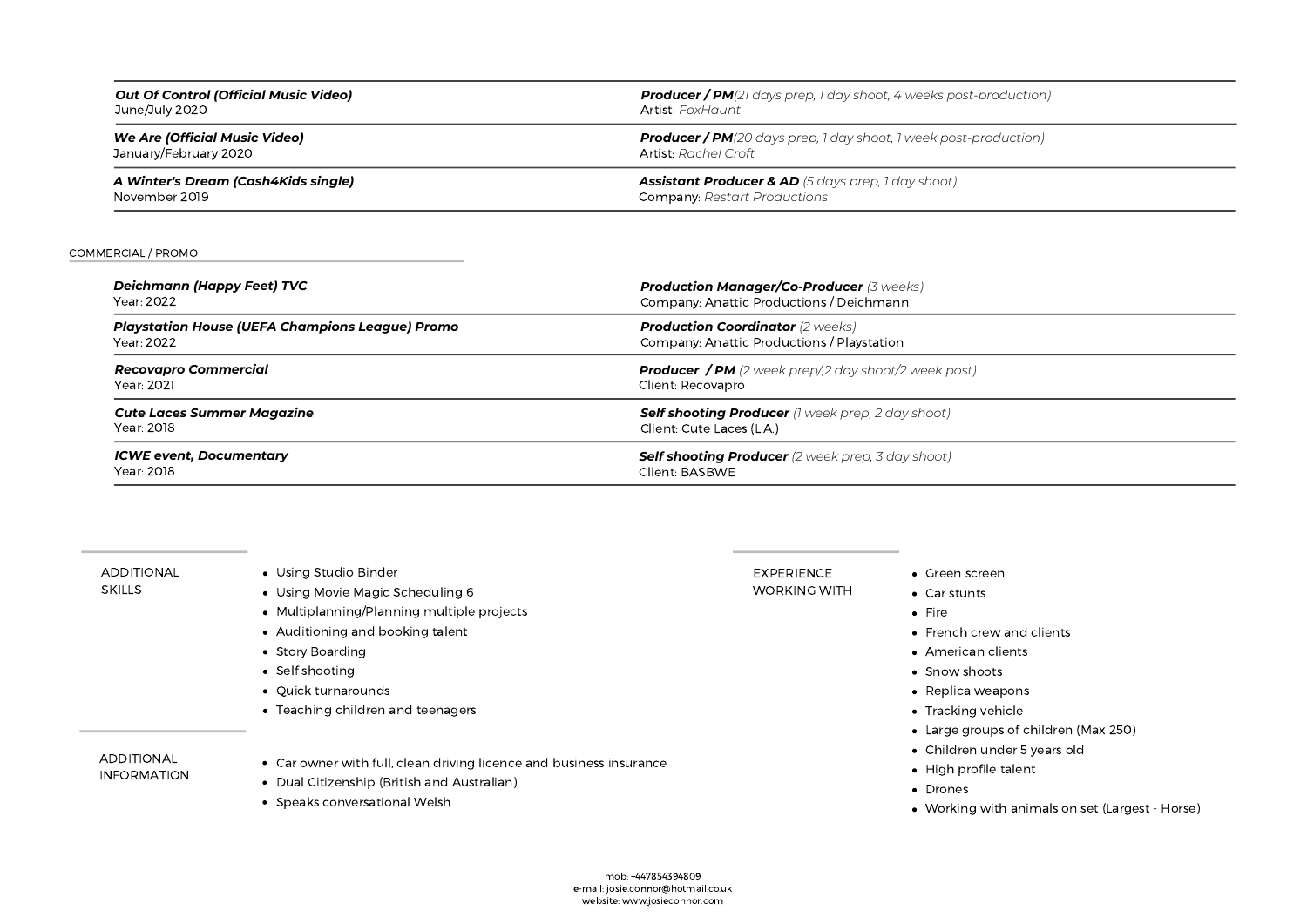| | |
|---|---|
| ***Out Of Control (Official Music Video)***<br>June/July 2020 | ***Producer / PM*** *(21 days prep, 1 day shoot, 4 weeks post-production)*<br>Artist: *FoxHaunt* |
| ***We Are (Official Music Video)***<br>January/February 2020 | ***Producer / PM*** *(20 days prep, 1 day shoot, 1 week post-production)*<br>Artist: *Rachel Croft* |
| ***A Winter's Dream (Cash4Kids single)***<br>November 2019 | ***Assistant Producer & AD*** *(5 days prep, 1 day shoot)*<br>Company: *Restart Productions* |

## COMMERCIAL / PROMO

| | |
|---|---|
| ***Deichmann (Happy Feet) TVC***<br>Year: 2022 | ***Production Manager/Co-Producer*** *(3 weeks)*<br>Company: Anattic Productions / Deichmann |
| ***Playstation House (UEFA Champions League) Promo***<br>Year: 2022 | ***Production Coordinator*** *(2 weeks)*<br>Company: Anattic Productions / Playstation |
| ***Recovapro Commercial***<br>Year: 2021 | ***Producer / PM*** *(2 week prep/,2 day shoot/2 week post)*<br>Client: Recovapro |
| ***Cute Laces Summer Magazine***<br>Year: 2018 | ***Self shooting Producer*** *(1 week prep, 2 day shoot)*<br>Client: Cute Laces (L.A.) |
| ***ICWE event, Documentary***<br>Year: 2018 | ***Self shooting Producer*** *(2 week prep, 3 day shoot)*<br>Client: BASBWE |

## ADDITIONAL SKILLS

- Using Studio Binder
- Using Movie Magic Scheduling 6
- Multiplanning/Planning multiple projects
- Auditioning and booking talent
- Story Boarding
- Self shooting
- Quick turnarounds
- Teaching children and teenagers

## ADDITIONAL INFORMATION

- Car owner with full, clean driving licence and business insurance
- Dual Citizenship (British and Australian)
- Speaks conversational Welsh

## EXPERIENCE WORKING WITH

- Green screen
- Car stunts
- Fire
- French crew and clients
- American clients
- Snow shoots
- Replica weapons
- Tracking vehicle
- Large groups of children (Max 250)
- Children under 5 years old
- High profile talent
- Drones
- Working with animals on set (Largest - Horse)

mob: +447854394809
e-mail: josie.connor@hotmail.co.uk
website: www.josieconnor.com